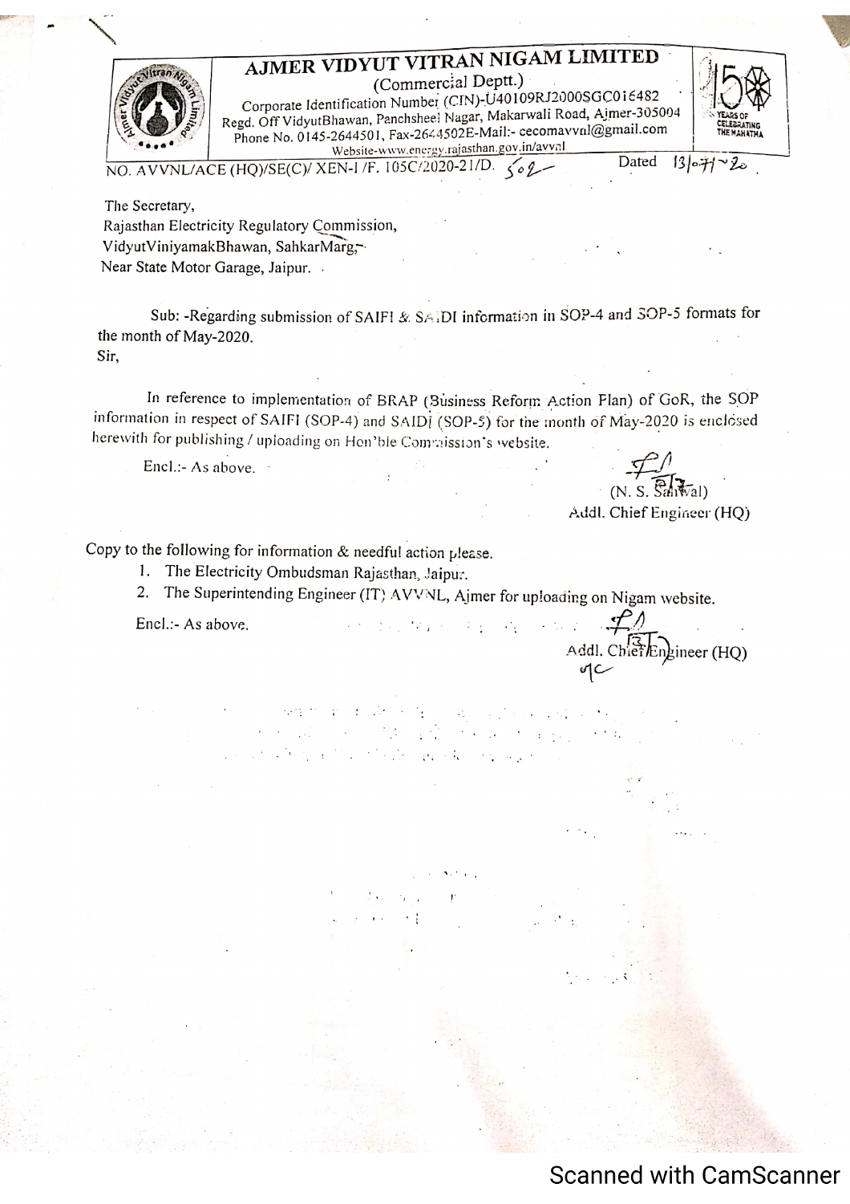# AJMER VIDYUT VITRAN NIGAM LIMITED

(Commercial Deptt.)

Corporate Identification Number (CIN)-U40109RJ2000SGC016482

Regd. Off VidyutBhawan, Panchsheel Nagar, Makarwali Road, Ajmer-305004

Phone No. 0145-2644501, Fax-2644502E-Mail:- cecomavvnl@gmail.com

Website-www.energy.rajasthan.gov.in/avvnl

NO. AVVNL/ACE (HQ)/SE(C)/ XEN-I /F. 105C/2020-21/D. 502 Dated 13/07/20.

The Secretary,
Rajasthan Electricity Regulatory Commission,
VidyutViniyamakBhawan, SahkarMarg,
Near State Motor Garage, Jaipur.

Sub: -Regarding submission of SAIFI & SAIDI information in SOP-4 and SOP-5 formats for the month of May-2020.

Sir,

In reference to implementation of BRAP (Business Reform Action Plan) of GoR, the SOP information in respect of SAIFI (SOP-4) and SAIDI (SOP-5) for the month of May-2020 is enclosed herewith for publishing / uploading on Hon'ble Commission's website.

Encl.:- As above.

(N. S. Sankwal)
Addl. Chief Engineer (HQ)

Copy to the following for information & needful action please.

1. The Electricity Ombudsman Rajasthan, Jaipur.
2. The Superintending Engineer (IT) AVVNL, Ajmer for uploading on Nigam website.

Encl.:- As above.

Addl. Chief Engineer (HQ)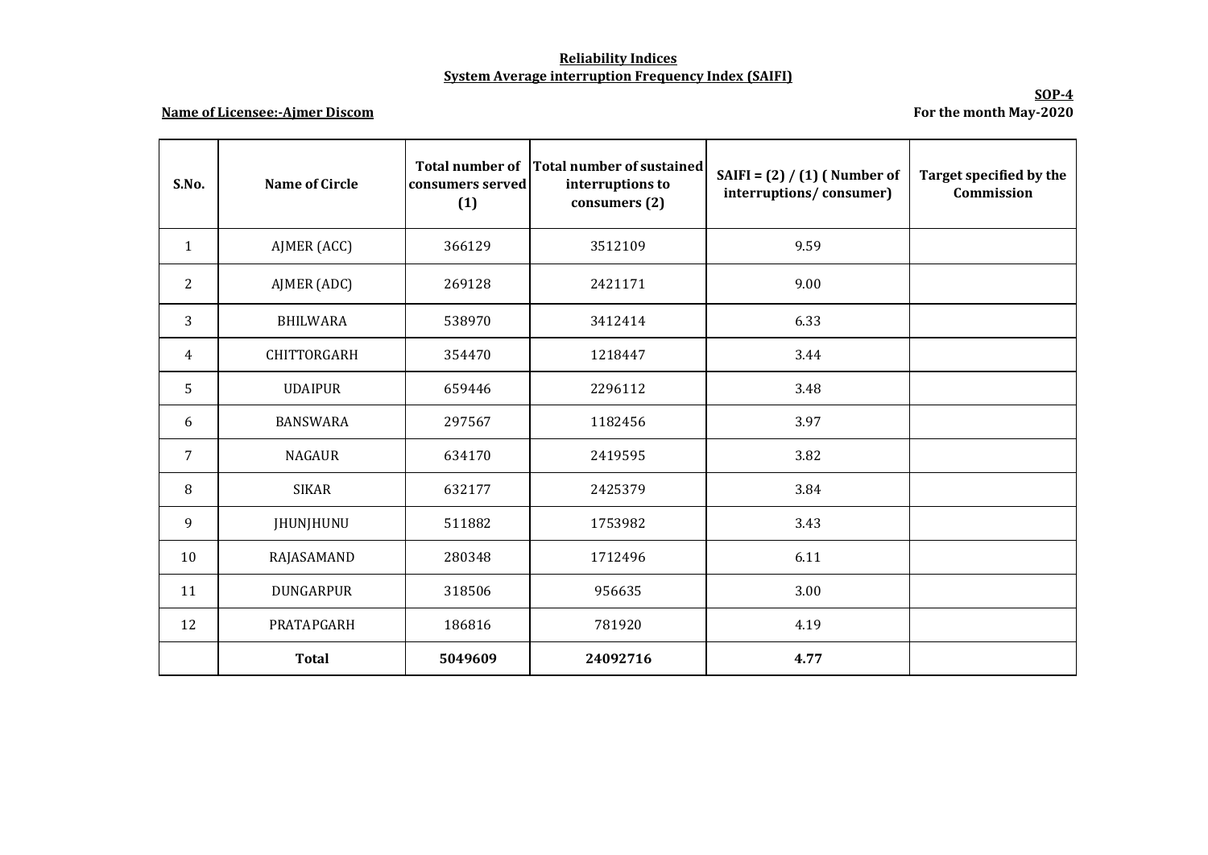**Reliability Indices**

**System Average interruption Frequency Index (SAIFI)**

**SOP-4**

**Name of Licensee:-Ajmer Discom**

**For the month May-2020**

| S.No. | Name of Circle | Total number of consumers served (1) | Total number of sustained interruptions to consumers (2) | SAIFI = (2) / (1) ( Number of interruptions/ consumer) | Target specified by the Commission |
|---|---|---|---|---|---|
| 1 | AJMER (ACC) | 366129 | 3512109 | 9.59 | |
| 2 | AJMER (ADC) | 269128 | 2421171 | 9.00 | |
| 3 | BHILWARA | 538970 | 3412414 | 6.33 | |
| 4 | CHITTORGARH | 354470 | 1218447 | 3.44 | |
| 5 | UDAIPUR | 659446 | 2296112 | 3.48 | |
| 6 | BANSWARA | 297567 | 1182456 | 3.97 | |
| 7 | NAGAUR | 634170 | 2419595 | 3.82 | |
| 8 | SIKAR | 632177 | 2425379 | 3.84 | |
| 9 | JHUNJHUNU | 511882 | 1753982 | 3.43 | |
| 10 | RAJASAMAND | 280348 | 1712496 | 6.11 | |
| 11 | DUNGARPUR | 318506 | 956635 | 3.00 | |
| 12 | PRATAPGARH | 186816 | 781920 | 4.19 | |
| | **Total** | **5049609** | **24092716** | **4.77** | |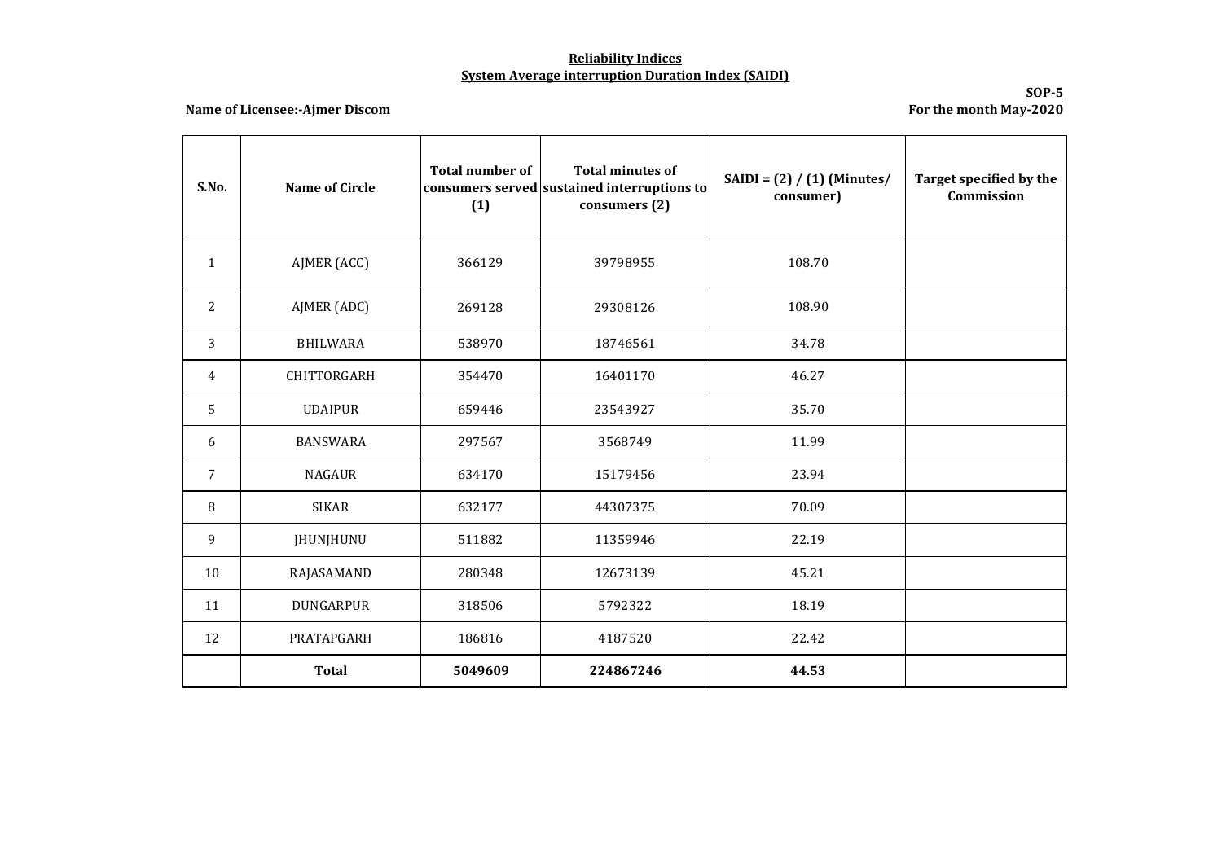**Reliability Indices**
**System Average interruption Duration Index (SAIDI)**

**SOP-5**

**Name of Licensee:-Ajmer Discom**

**For the month May-2020**

| S.No. | Name of Circle | Total number of consumers served (1) | Total minutes of sustained interruptions to consumers (2) | SAIDI = (2) / (1) (Minutes/ consumer) | Target specified by the Commission |
|---|---|---|---|---|---|
| 1 | AJMER (ACC) | 366129 | 39798955 | 108.70 | |
| 2 | AJMER (ADC) | 269128 | 29308126 | 108.90 | |
| 3 | BHILWARA | 538970 | 18746561 | 34.78 | |
| 4 | CHITTORGARH | 354470 | 16401170 | 46.27 | |
| 5 | UDAIPUR | 659446 | 23543927 | 35.70 | |
| 6 | BANSWARA | 297567 | 3568749 | 11.99 | |
| 7 | NAGAUR | 634170 | 15179456 | 23.94 | |
| 8 | SIKAR | 632177 | 44307375 | 70.09 | |
| 9 | JHUNJHUNU | 511882 | 11359946 | 22.19 | |
| 10 | RAJASAMAND | 280348 | 12673139 | 45.21 | |
| 11 | DUNGARPUR | 318506 | 5792322 | 18.19 | |
| 12 | PRATAPGARH | 186816 | 4187520 | 22.42 | |
| | **Total** | **5049609** | **224867246** | **44.53** | |